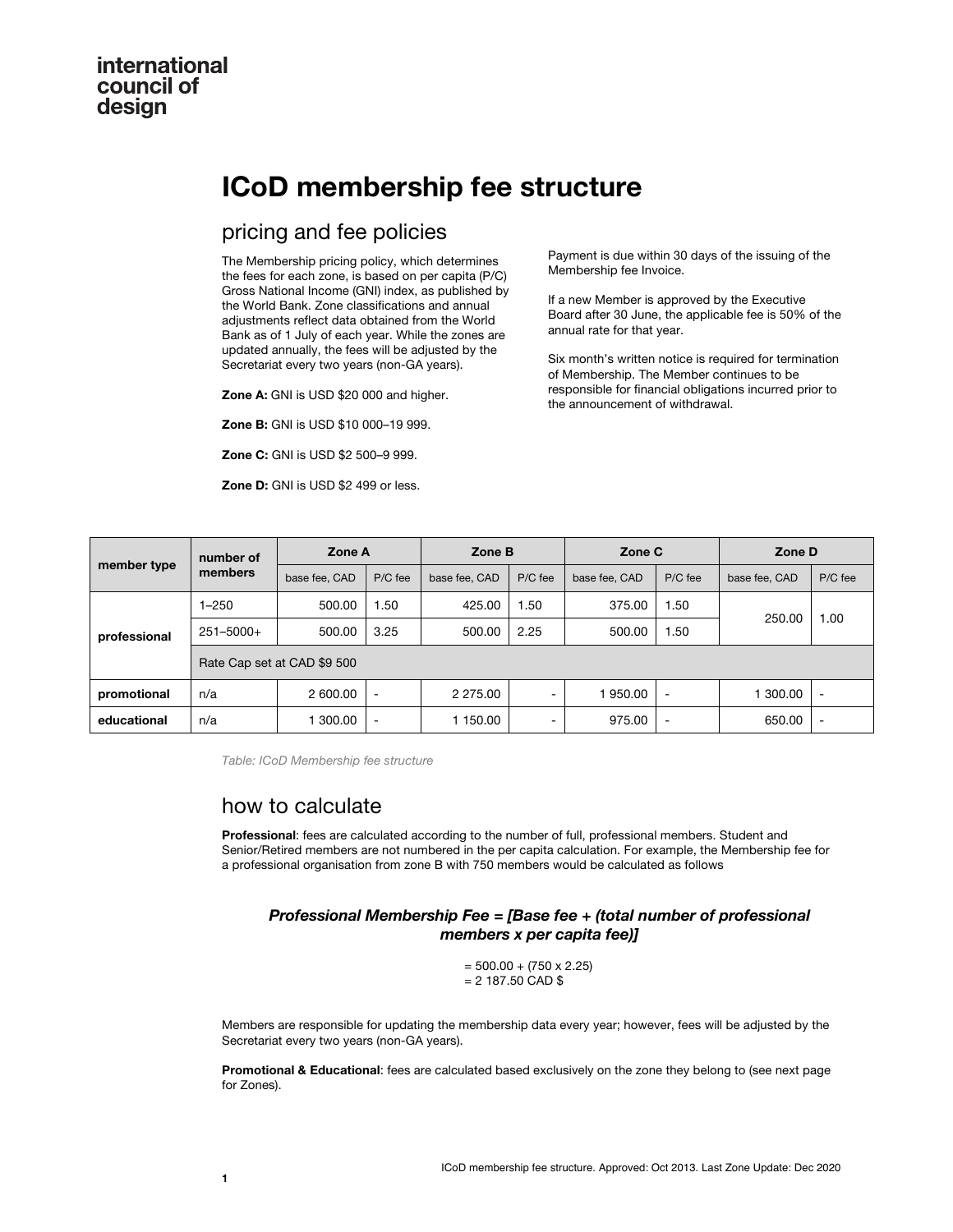international
council of
design

# ICoD membership fee structure

## pricing and fee policies

The Membership pricing policy, which determines the fees for each zone, is based on per capita (P/C) Gross National Income (GNI) index, as published by the World Bank. Zone classifications and annual adjustments reflect data obtained from the World Bank as of 1 July of each year. While the zones are updated annually, the fees will be adjusted by the Secretariat every two years (non-GA years).

**Zone A:** GNI is USD $20 000 and higher.

**Zone B:** GNI is USD $10 000–19 999.

**Zone C:** GNI is USD $2 500–9 999.

**Zone D:** GNI is USD $2 499 or less.

Payment is due within 30 days of the issuing of the Membership fee Invoice.

If a new Member is approved by the Executive Board after 30 June, the applicable fee is 50% of the annual rate for that year.

Six month's written notice is required for termination of Membership. The Member continues to be responsible for financial obligations incurred prior to the announcement of withdrawal.

| member type | number of members | Zone A | | Zone B | | Zone C | | Zone D | |
|---|---|---|---|---|---|---|---|---|---|
| | | base fee, CAD | P/C fee | base fee, CAD | P/C fee | base fee, CAD | P/C fee | base fee, CAD | P/C fee |
| professional | 1–250 | 500.00 | 1.50 | 425.00 | 1.50 | 375.00 | 1.50 | 250.00 | 1.00 |
| | 251–5000+ | 500.00 | 3.25 | 500.00 | 2.25 | 500.00 | 1.50 | | |
| | Rate Cap set at CAD $9 500 | | | | | | | | |
| promotional | n/a | 2 600.00 | - | 2 275.00 | - | 1 950.00 | - | 1 300.00 | - |
| educational | n/a | 1 300.00 | - | 1 150.00 | - | 975.00 | - | 650.00 | - |

*Table: ICoD Membership fee structure*

## how to calculate

**Professional**: fees are calculated according to the number of full, professional members. Student and Senior/Retired members are not numbered in the per capita calculation. For example, the Membership fee for a professional organisation from zone B with 750 members would be calculated as follows

***Professional Membership Fee = [Base fee + (total number of professional members x per capita fee)]***

= 500.00 + (750 x 2.25)
= 2 187.50 CAD $

Members are responsible for updating the membership data every year; however, fees will be adjusted by the Secretariat every two years (non-GA years).

**Promotional & Educational**: fees are calculated based exclusively on the zone they belong to (see next page for Zones).

ICoD membership fee structure. Approved: Oct 2013. Last Zone Update: Dec 2020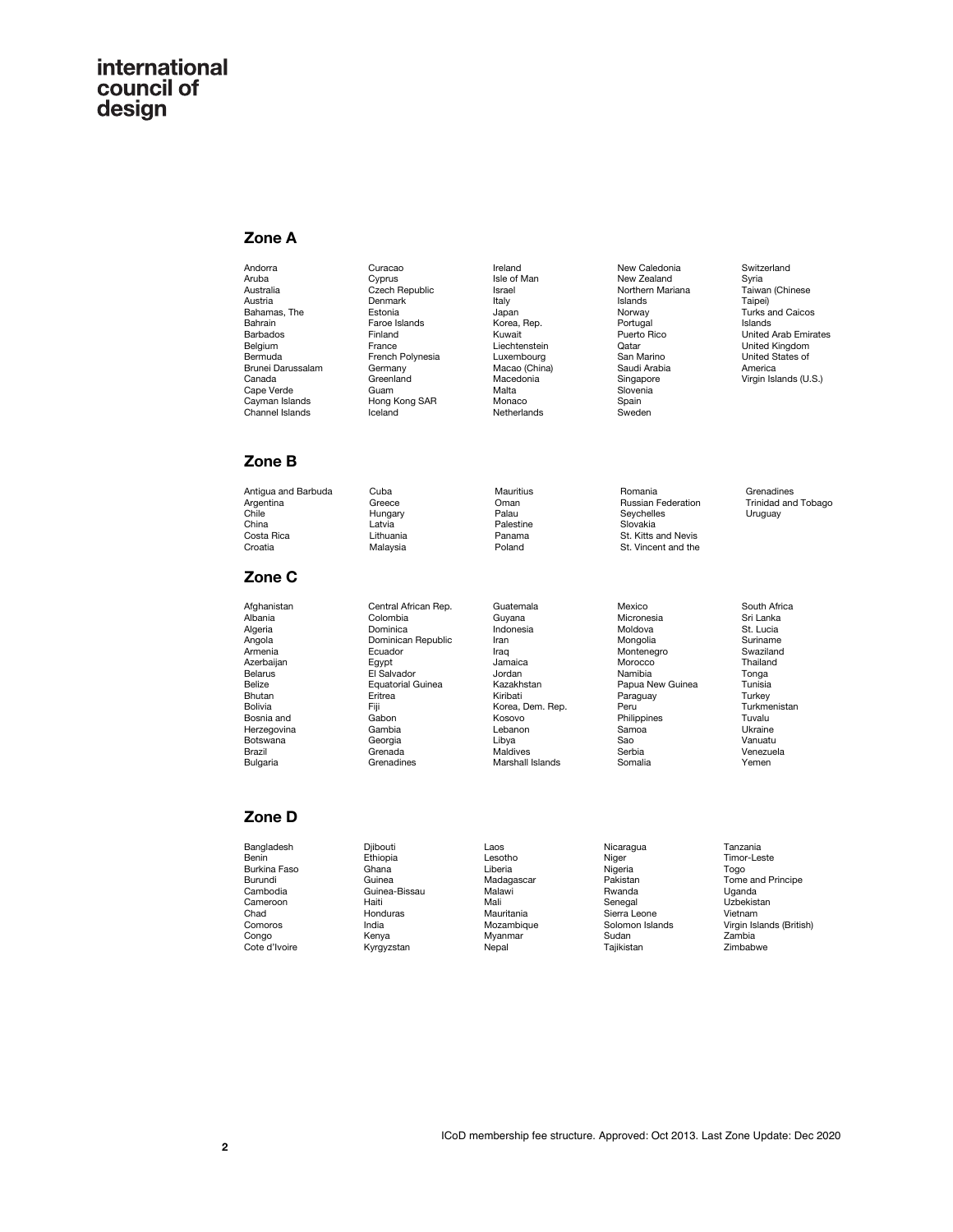international council of design

## Zone A

Andorra
Aruba
Australia
Austria
Bahamas, The
Bahrain
Barbados
Belgium
Bermuda
Brunei Darussalam
Canada
Cape Verde
Cayman Islands
Channel Islands
Curacao
Cyprus
Czech Republic
Denmark
Estonia
Faroe Islands
Finland
France
French Polynesia
Germany
Greenland
Guam
Hong Kong SAR
Iceland
Ireland
Isle of Man
Israel
Italy
Japan
Korea, Rep.
Kuwait
Liechtenstein
Luxembourg
Macao (China)
Macedonia
Malta
Monaco
Netherlands
New Caledonia
New Zealand
Northern Mariana Islands
Norway
Portugal
Puerto Rico
Qatar
San Marino
Saudi Arabia
Singapore
Slovenia
Spain
Sweden
Switzerland
Syria
Taiwan (Chinese Taipei)
Turks and Caicos Islands
United Arab Emirates
United Kingdom
United States of America
Virgin Islands (U.S.)

## Zone B

Antigua and Barbuda
Argentina
Chile
China
Costa Rica
Croatia
Cuba
Greece
Hungary
Latvia
Lithuania
Malaysia
Mauritius
Oman
Palau
Palestine
Panama
Poland
Romania
Russian Federation
Seychelles
Slovakia
St. Kitts and Nevis
St. Vincent and the Grenadines
Trinidad and Tobago
Uruguay

## Zone C

Afghanistan
Albania
Algeria
Angola
Armenia
Azerbaijan
Belarus
Belize
Bhutan
Bolivia
Bosnia and Herzegovina
Botswana
Brazil
Bulgaria
Central African Rep.
Colombia
Dominica
Dominican Republic
Ecuador
Egypt
El Salvador
Equatorial Guinea
Eritrea
Fiji
Gabon
Gambia
Georgia
Grenada
Grenadines
Guatemala
Guyana
Indonesia
Iran
Iraq
Jamaica
Jordan
Kazakhstan
Kiribati
Korea, Dem. Rep.
Kosovo
Lebanon
Libya
Maldives
Marshall Islands
Mexico
Micronesia
Moldova
Mongolia
Montenegro
Morocco
Namibia
Papua New Guinea
Paraguay
Peru
Philippines
Samoa
Sao
Serbia
Somalia
South Africa
Sri Lanka
St. Lucia
Suriname
Swaziland
Thailand
Tonga
Tunisia
Turkey
Turkmenistan
Tuvalu
Ukraine
Vanuatu
Venezuela
Yemen

## Zone D

Bangladesh
Benin
Burkina Faso
Burundi
Cambodia
Cameroon
Chad
Comoros
Congo
Cote d'Ivoire
Djibouti
Ethiopia
Ghana
Guinea
Guinea-Bissau
Haiti
Honduras
India
Kenya
Kyrgyzstan
Laos
Lesotho
Liberia
Madagascar
Malawi
Mali
Mauritania
Mozambique
Myanmar
Nepal
Nicaragua
Niger
Nigeria
Pakistan
Rwanda
Senegal
Sierra Leone
Solomon Islands
Sudan
Tajikistan
Tanzania
Timor-Leste
Togo
Tome and Principe
Uganda
Uzbekistan
Vietnam
Virgin Islands (British)
Zambia
Zimbabwe

ICoD membership fee structure. Approved: Oct 2013. Last Zone Update: Dec 2020